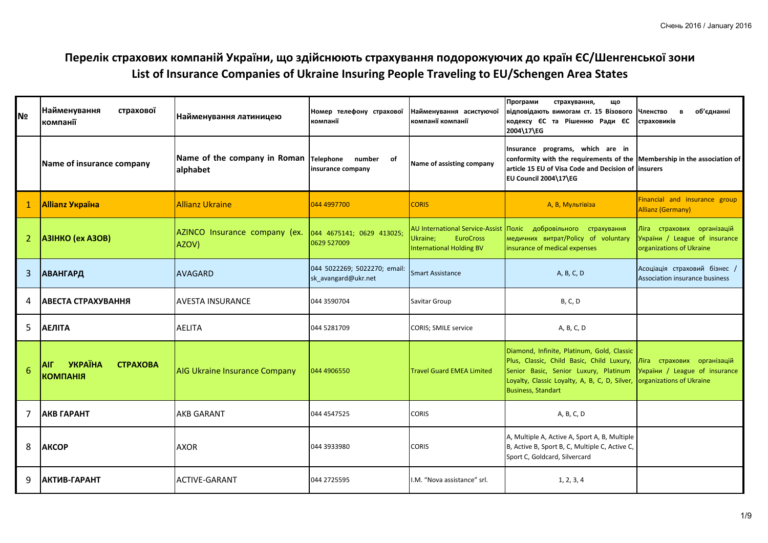Січень 2016 / January 2016

# Перелік страхових компаній України, що здійснюють страхування подорожуючих до країн ЄС/Шенгенської зони
# List of Insurance Companies of Ukraine Insuring People Traveling to EU/Schengen Area States

| № | Найменування страхової компанії | Найменування латиницею | Номер телефону страхової компанії | Найменування асистуючої компанії компанії | Програми страхування, що відповідають вимогам ст. 15 Візового кодексу ЄС та Рішенню Ради ЄС 2004\17\EG | Членство в об'єднанні страховиків |
|---|---|---|---|---|---|---|
| | Name of insurance company | Name of the company in Roman alphabet | Telephone number of insurance company | Name of assisting company | Insurance programs, which are in conformity with the requirements of the article 15 EU of Visa Code and Decision of EU Council 2004\17\EG | Membership in the association of insurers |
| 1 | **Allianz Україна** | Allianz Ukraine | 044 4997700 | CORIS | A, B, Мультівіза | Financial and insurance group Allianz (Germany) |
| 2 | **АЗІНКО (ех АЗОВ)** | AZINCO Insurance company (ex. AZOV) | 044 4675141; 0629 413025; 0629 527009 | AU International Service-Assist Ukraine; EuroCross International Holding BV | Поліс добровільного страхування медичних витрат/Policy of voluntary insurance of medical expenses | Ліга страхових організацій України / League of insurance organizations of Ukraine |
| 3 | **АВАНГАРД** | AVAGARD | 044 5022269; 5022270; email: sk_avangard@ukr.net | Smart Assistance | A, B, C, D | Асоціація страховий бізнес / Association insurance business |
| 4 | **АВЕСТА СТРАХУВАННЯ** | AVESTA INSURANCE | 044 3590704 | Savitar Group | B, C, D | |
| 5 | **АЕЛІТА** | AELITA | 044 5281709 | CORIS; SMILE service | A, B, C, D | |
| 6 | **АІГ УКРАЇНА СТРАХОВА КОМПАНІЯ** | AIG Ukraine Insurance Company | 044 4906550 | Travel Guard EMEA Limited | Diamond, Infinite, Platinum, Gold, Classic Plus, Classic, Child Basic, Child Luxury, Senior Basic, Senior Luxury, Platinum Loyalty, Classic Loyalty, A, B, C, D, Silver, Business, Standart | Ліга страхових організацій України / League of insurance organizations of Ukraine |
| 7 | **АКВ ГАРАНТ** | AKB GARANT | 044 4547525 | CORIS | A, B, C, D | |
| 8 | **АКСОР** | AXOR | 044 3933980 | CORIS | A, Multiple A, Active A, Sport A, B, Multiple B, Active B, Sport B, C, Multiple C, Active C, Sport C, Goldcard, Silvercard | |
| 9 | **АКТИВ-ГАРАНТ** | ACTIVE-GARANT | 044 2725595 | I.M. "Nova assistance" srl. | 1, 2, 3, 4 | |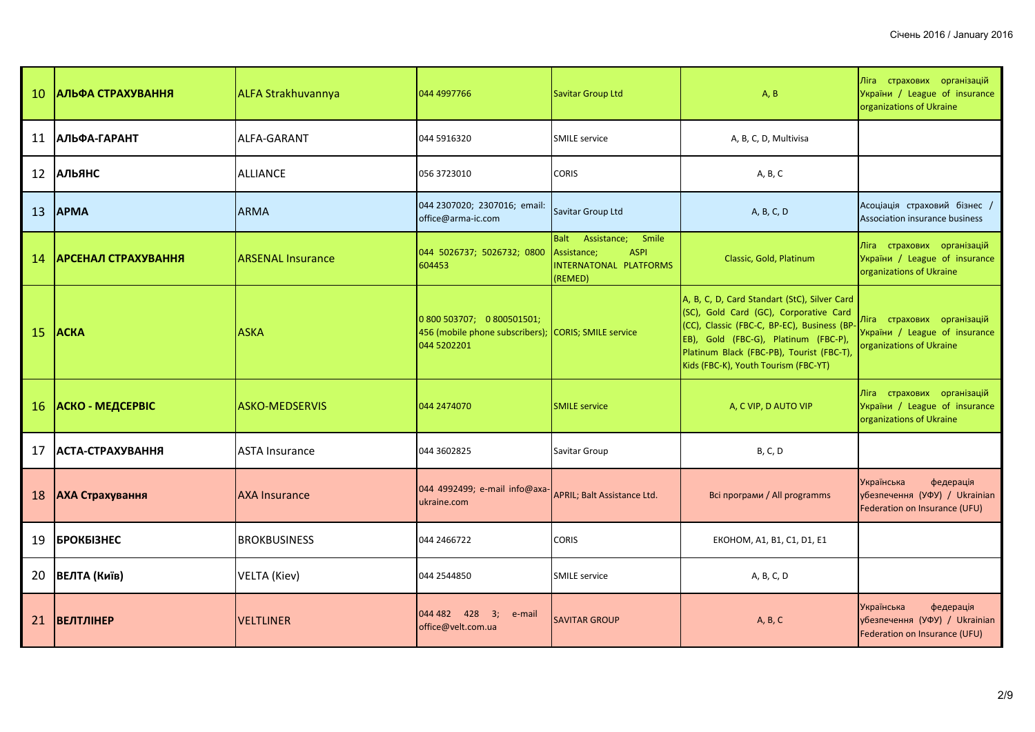| 10 | АЛЬФА СТРАХУВАННЯ | ALFA Strakhuvannya | 044 4997766 | Savitar Group Ltd | A, B | Ліга страхових організацій України / League of insurance organizations of Ukraine |
|---|---|---|---|---|---|---|
| 11 | АЛЬФА-ГАРАНТ | ALFA-GARANT | 044 5916320 | SMILE service | A, B, C, D, Multivisa | |
| 12 | АЛЬЯНС | ALLIANCE | 056 3723010 | CORIS | A, B, C | |
| 13 | АРМА | ARMA | 044 2307020; 2307016; email: office@arma-ic.com | Savitar Group Ltd | A, B, C, D | Асоціація страховий бізнес / Association insurance business |
| 14 | АРСЕНАЛ СТРАХУВАННЯ | ARSENAL Insurance | 044 5026737; 5026732; 0800 604453 | Balt Assistance; Smile Assistance; ASPI INTERNATONAL PLATFORMS (REMED) | Classic, Gold, Platinum | Ліга страхових організацій України / League of insurance organizations of Ukraine |
| 15 | АСКА | ASKA | 0 800 503707; 0 800501501; 456 (mobile phone subscribers); 044 5202201 | CORIS; SMILE service | A, B, C, D, Card Standart (StC), Silver Card (SC), Gold Card (GC), Corporative Card (CC), Classic (FBC-C, BP-EC), Business (BP-EB), Gold (FBC-G), Platinum (FBC-P), Platinum Black (FBC-PB), Tourist (FBC-T), Kids (FBC-K), Youth Tourism (FBC-YT) | Ліга страхових організацій України / League of insurance organizations of Ukraine |
| 16 | АСКО - МЕДСЕРВІС | ASKO-MEDSERVIS | 044 2474070 | SMILE service | A, C VIP, D AUTO VIP | Ліга страхових організацій України / League of insurance organizations of Ukraine |
| 17 | АСТА-СТРАХУВАННЯ | ASTA Insurance | 044 3602825 | Savitar Group | B, C, D | |
| 18 | АХА Страхування | AXA Insurance | 044 4992499; e-mail info@axa-ukraine.com | APRIL; Balt Assistance Ltd. | Всі програми / All programms | Українська федерація убезпечення (УФУ) / Ukrainian Federation on Insurance (UFU) |
| 19 | БРОКБІЗНЕС | BROKBUSINESS | 044 2466722 | CORIS | ЕКОНОМ, A1, B1, C1, D1, E1 | |
| 20 | ВЕЛТА (Київ) | VELTA (Kiev) | 044 2544850 | SMILE service | A, B, C, D | |
| 21 | ВЕЛТЛІНЕР | VELTLINER | 044 482 428 3; e-mail office@velt.com.ua | SAVITAR GROUP | A, B, C | Українська федерація убезпечення (УФУ) / Ukrainian Federation on Insurance (UFU) |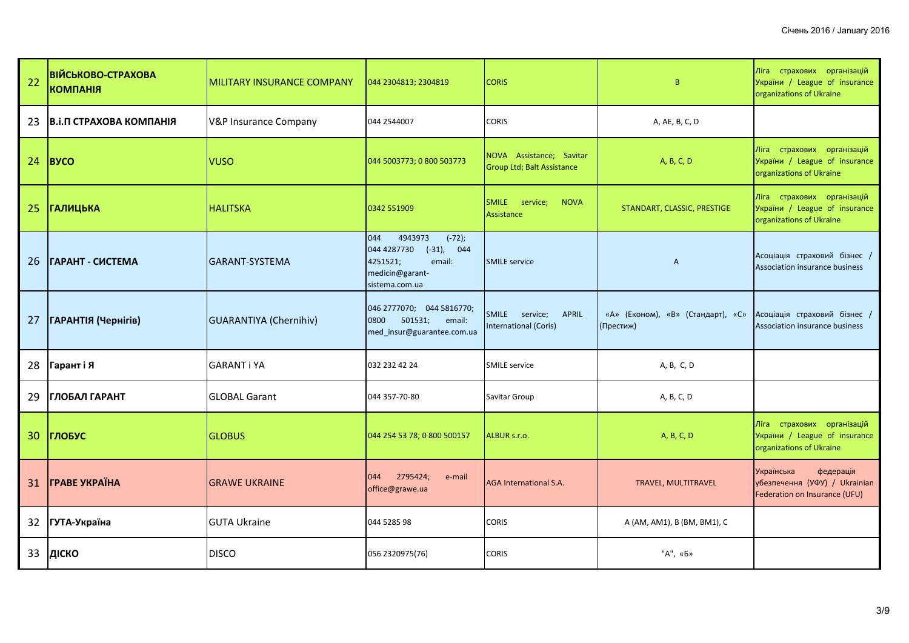| 22 | **ВІЙСЬКОВО-СТРАХОВА КОМПАНІЯ** | MILITARY INSURANCE COMPANY | 044 2304813; 2304819 | CORIS | B | Ліга страхових організацій України / League of insurance organizations of Ukraine |
|---|---|---|---|---|---|---|
| 23 | **В.і.П СТРАХОВА КОМПАНІЯ** | V&P Insurance Company | 044 2544007 | CORIS | A, AE, B, C, D | |
| 24 | **ВУСО** | VUSO | 044 5003773; 0 800 503773 | NOVA Assistance; Savitar Group Ltd; Balt Assistance | A, B, C, D | Ліга страхових організацій України / League of insurance organizations of Ukraine |
| 25 | **ГАЛИЦЬКА** | HALITSKA | 0342 551909 | SMILE service; NOVA Assistance | STANDART, CLASSIC, PRESTIGE | Ліга страхових організацій України / League of insurance organizations of Ukraine |
| 26 | **ГАРАНТ - СИСТЕМА** | GARANT-SYSTEMA | 044 4943973 (-72); 044 4287730 (-31), 044 4251521; email: medicin@garant-sistema.com.ua | SMILE service | A | Асоціація страховий бізнес / Association insurance business |
| 27 | **ГАРАНТІЯ (Чернігів)** | GUARANTIYA (Chernihiv) | 046 2777070; 044 5816770; 0800 501531; email: med_insur@guarantee.com.ua | SMILE service; APRIL International (Coris) | «А» (Економ), «В» (Стандарт), «С» (Престиж) | Асоціація страховий бізнес / Association insurance business |
| 28 | **Гарант і Я** | GARANT i YA | 032 232 42 24 | SMILE service | A, B, C, D | |
| 29 | **ГЛОБАЛ ГАРАНТ** | GLOBAL Garant | 044 357-70-80 | Savitar Group | A, B, C, D | |
| 30 | **ГЛОБУС** | GLOBUS | 044 254 53 78; 0 800 500157 | ALBUR s.r.o. | A, B, C, D | Ліга страхових організацій України / League of insurance organizations of Ukraine |
| 31 | **ГРАВЕ УКРАЇНА** | GRAWE UKRAINE | 044 2795424; e-mail office@grawe.ua | AGA International S.A. | TRAVEL, MULTITRAVEL | Українська федерація убезпечення (УФУ) / Ukrainian Federation on Insurance (UFU) |
| 32 | **ГУТА-Україна** | GUTA Ukraine | 044 5285 98 | CORIS | A (AM, AM1), B (BM, BM1), C | |
| 33 | **ДІСКО** | DISCO | 056 2320975(76) | CORIS | "A", «Б» | |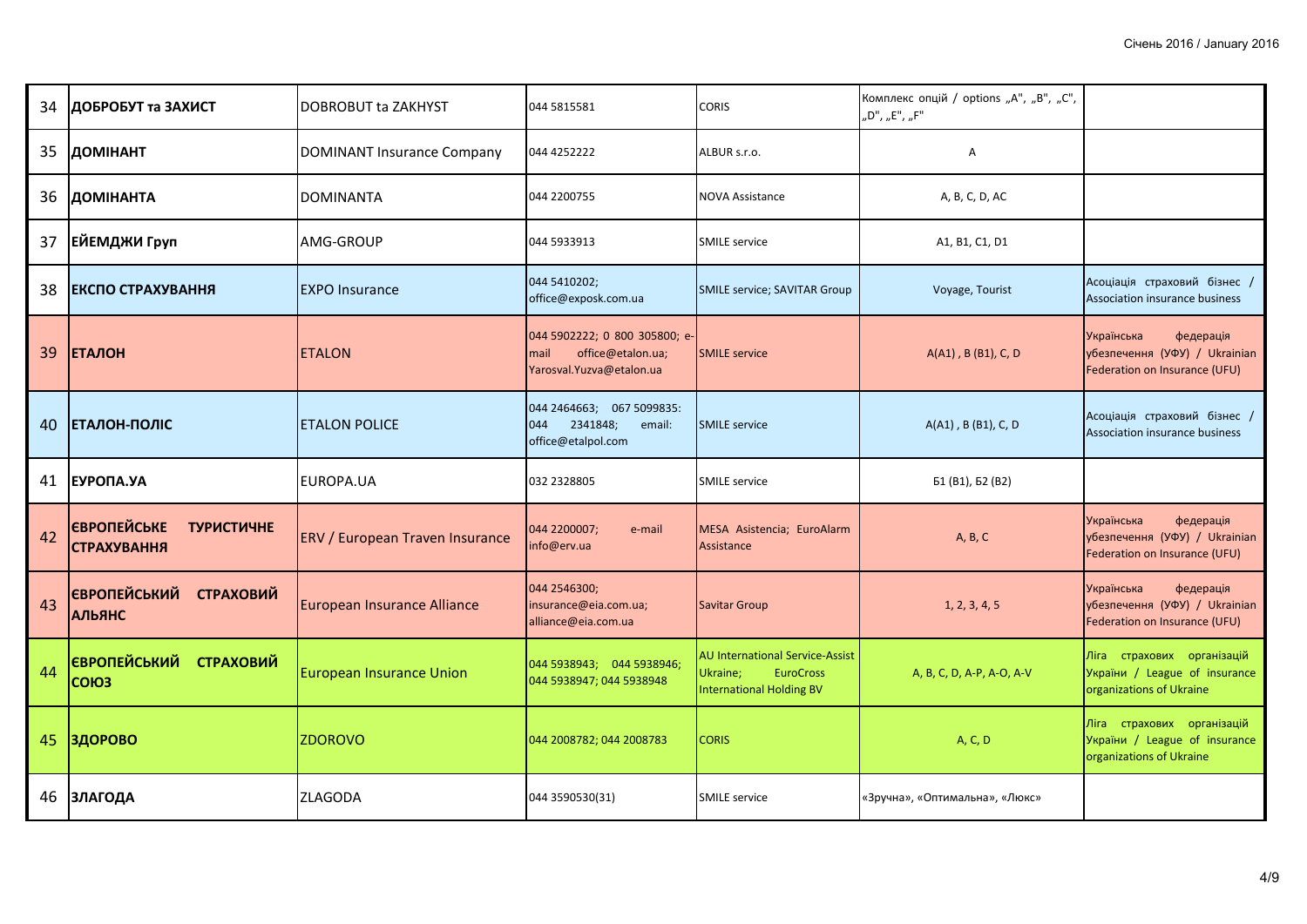| 34 | ДОБРОБУТ та ЗАХИСТ | DOBROBUT ta ZAKHYST | 044 5815581 | CORIS | Комплекс опцій / options „A", „B", „C", „D", „E", „F" | |
|---|---|---|---|---|---|---|
| 35 | ДОМІНАНТ | DOMINANT Insurance Company | 044 4252222 | ALBUR s.r.o. | A | |
| 36 | ДОМІНАНТА | DOMINANTA | 044 2200755 | NOVA Assistance | A, B, C, D, AC | |
| 37 | ЕЙЕМДЖИ Груп | AMG-GROUP | 044 5933913 | SMILE service | A1, B1, C1, D1 | |
| 38 | ЕКСПО СТРАХУВАННЯ | EXPO Insurance | 044 5410202; office@exposk.com.ua | SMILE service; SAVITAR Group | Voyage, Tourist | Асоціація страховий бізнес / Association insurance business |
| 39 | ЕТАЛОН | ETALON | 044 5902222; 0 800 305800; e-mail office@etalon.ua; Yarosval.Yuzva@etalon.ua | SMILE service | A(A1) , B (B1), C, D | Українська федерація убезпечення (УФУ) / Ukrainian Federation on Insurance (UFU) |
| 40 | ЕТАЛОН-ПОЛІС | ETALON POLICE | 044 2464663; 067 5099835: 044 2341848; email: office@etalpol.com | SMILE service | A(A1) , B (B1), C, D | Асоціація страховий бізнес / Association insurance business |
| 41 | ЕУРОПА.УА | EUROPA.UA | 032 2328805 | SMILE service | Б1 (B1), Б2 (B2) | |
| 42 | ЄВРОПЕЙСЬКЕ ТУРИСТИЧНЕ СТРАХУВАННЯ | ERV / European Traven Insurance | 044 2200007; e-mail info@erv.ua | MESA Asistencia; EuroAlarm Assistance | A, B, C | Українська федерація убезпечення (УФУ) / Ukrainian Federation on Insurance (UFU) |
| 43 | ЄВРОПЕЙСЬКИЙ СТРАХОВИЙ АЛЬЯНС | European Insurance Alliance | 044 2546300; insurance@eia.com.ua; alliance@eia.com.ua | Savitar Group | 1, 2, 3, 4, 5 | Українська федерація убезпечення (УФУ) / Ukrainian Federation on Insurance (UFU) |
| 44 | ЄВРОПЕЙСЬКИЙ СТРАХОВИЙ СОЮЗ | European Insurance Union | 044 5938943; 044 5938946; 044 5938947; 044 5938948 | AU International Service-Assist Ukraine; EuroCross International Holding BV | A, B, C, D, A-P, A-O, A-V | Ліга страхових організацій України / League of insurance organizations of Ukraine |
| 45 | ЗДОРОВО | ZDOROVO | 044 2008782; 044 2008783 | CORIS | A, C, D | Ліга страхових організацій України / League of insurance organizations of Ukraine |
| 46 | ЗЛАГОДА | ZLAGODA | 044 3590530(31) | SMILE service | «Зручна», «Оптимальна», «Люкс» | |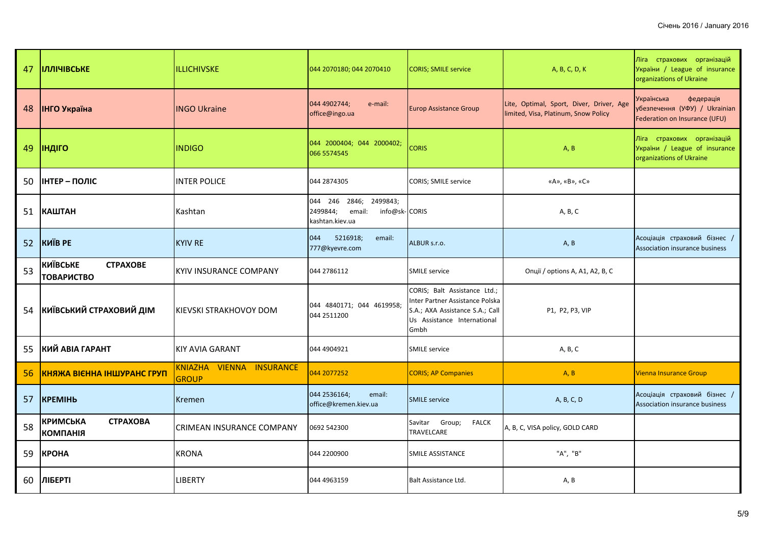| 47 | ІЛЛІЧІВСЬКЕ | ILLICHIVSKE | 044 2070180; 044 2070410 | CORIS; SMILE service | A, B, C, D, K | Ліга страхових організацій України / League of insurance organizations of Ukraine |
|---|---|---|---|---|---|---|
| 48 | ІНГО Україна | INGO Ukraine | 044 4902744; e-mail: office@ingo.ua | Europ Assistance Group | Lite, Optimal, Sport, Diver, Driver, Age limited, Visa, Platinum, Snow Policy | Українська федерація убезпечення (УФУ) / Ukrainian Federation on Insurance (UFU) |
| 49 | ІНДІГО | INDIGO | 044 2000404; 044 2000402; 066 5574545 | CORIS | A, B | Ліга страхових організацій України / League of insurance organizations of Ukraine |
| 50 | ІНТЕР – ПОЛІС | INTER POLICE | 044 2874305 | CORIS; SMILE service | «A», «B», «C» | |
| 51 | КАШТАН | Kashtan | 044 246 2846; 2499843; 2499844; email: info@sk-kashtan.kiev.ua | CORIS | A, B, C | |
| 52 | КИЇВ РЕ | KYIV RE | 044 5216918; email: 777@kyevre.com | ALBUR s.r.o. | A, B | Асоціація страховий бізнес / Association insurance business |
| 53 | КИЇВСЬКЕ СТРАХОВЕ ТОВАРИСТВО | KYIV INSURANCE COMPANY | 044 2786112 | SMILE service | Опції / options A, A1, A2, B, C | |
| 54 | КИЇВСЬКИЙ СТРАХОВИЙ ДІМ | KIEVSKI STRAKHOVOY DOM | 044 4840171; 044 4619958; 044 2511200 | CORIS; Balt Assistance Ltd.; Inter Partner Assistance Polska S.A.; AXA Assistance S.A.; Call Us Assistance International Gmbh | P1, P2, P3, VIP | |
| 55 | КИЙ АВІА ГАРАНТ | KIY AVIA GARANT | 044 4904921 | SMILE service | A, B, C | |
| 56 | КНЯЖА ВІЄННА ІНШУРАНС ГРУП | KNIAZHA VIENNA INSURANCE GROUP | 044 2077252 | CORIS; AP Companies | A, B | Vienna Insurance Group |
| 57 | КРЕМІНЬ | Kremen | 044 2536164; email: office@kremen.kiev.ua | SMILE service | A, B, C, D | Асоціація страховий бізнес / Association insurance business |
| 58 | КРИМСЬКА СТРАХОВА КОМПАНІЯ | CRIMEAN INSURANCE COMPANY | 0692 542300 | Savitar Group; FALCK TRAVELCARE | A, B, C, VISA policy, GOLD CARD | |
| 59 | КРОНА | KRONA | 044 2200900 | SMILE ASSISTANCE | "A", "B" | |
| 60 | ЛІБЕРТІ | LIBERTY | 044 4963159 | Balt Assistance Ltd. | A, B | |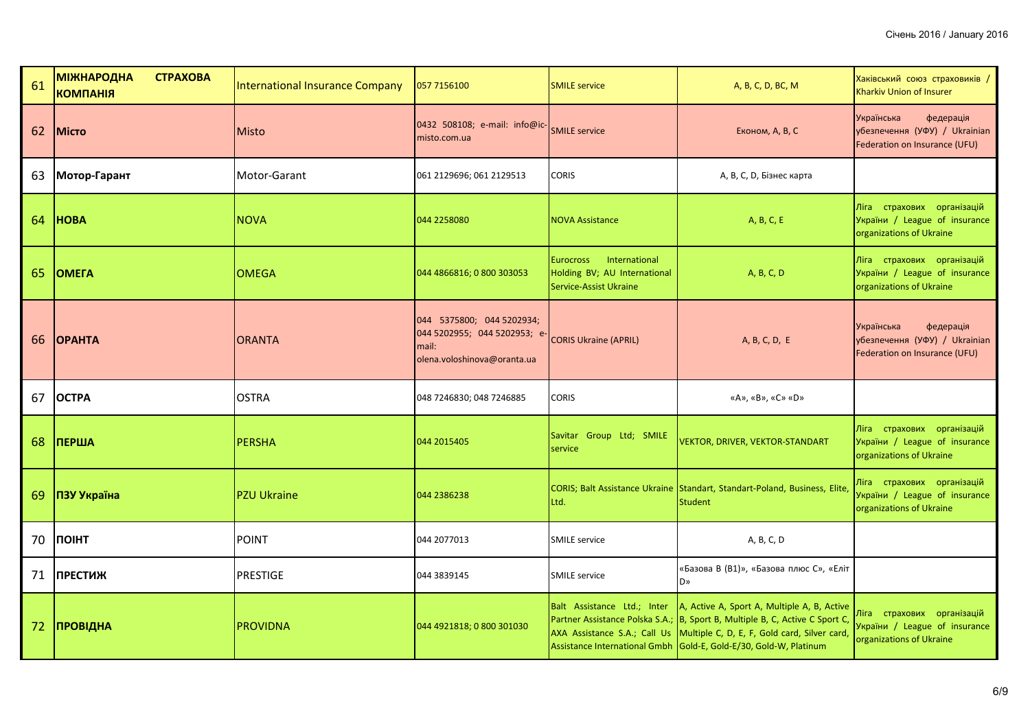| | | | | | | |
|---|---|---|---|---|---|---|
| 61 | **МІЖНАРОДНА СТРАХОВА КОМПАНІЯ** | International Insurance Company | 057 7156100 | SMILE service | A, B, C, D, BC, M | Хаківський союз страховиків / Kharkiv Union of Insurer |
| 62 | **Місто** | Misto | 0432 508108; e-mail: info@ic-misto.com.ua | SMILE service | Економ, A, B, C | Українська федерація убезпечення (УФУ) / Ukrainian Federation on Insurance (UFU) |
| 63 | **Мотор-Гарант** | Motor-Garant | 061 2129696; 061 2129513 | CORIS | A, B, C, D, Бізнес карта | |
| 64 | **НОВА** | NOVA | 044 2258080 | NOVA Assistance | A, B, C, E | Ліга страхових організацій України / League of insurance organizations of Ukraine |
| 65 | **ОМЕГА** | OMEGA | 044 4866816; 0 800 303053 | Eurocross International Holding BV; AU International Service-Assist Ukraine | A, B, C, D | Ліга страхових організацій України / League of insurance organizations of Ukraine |
| 66 | **ОРАНТА** | ORANTA | 044 5375800; 044 5202934; 044 5202955; 044 5202953; e-mail: olena.voloshinova@oranta.ua | CORIS Ukraine (APRIL) | A, B, C, D, E | Українська федерація убезпечення (УФУ) / Ukrainian Federation on Insurance (UFU) |
| 67 | **ОСТРА** | OSTRA | 048 7246830; 048 7246885 | CORIS | «A», «B», «C» «D» | |
| 68 | **ПЕРША** | PERSHA | 044 2015405 | Savitar Group Ltd; SMILE service | VEKTOR, DRIVER, VEKTOR-STANDART | Ліга страхових організацій України / League of insurance organizations of Ukraine |
| 69 | **ПЗУ Україна** | PZU Ukraine | 044 2386238 | CORIS; Balt Assistance Ukraine Ltd. | Standart, Standart-Poland, Business, Elite, Student | Ліга страхових організацій України / League of insurance organizations of Ukraine |
| 70 | **ПОІНТ** | POINT | 044 2077013 | SMILE service | A, B, C, D | |
| 71 | **ПРЕСТИЖ** | PRESTIGE | 044 3839145 | SMILE service | «Базова В (В1)», «Базова плюс С», «Еліт D» | |
| 72 | **ПРОВІДНА** | PROVIDNA | 044 4921818; 0 800 301030 | Balt Assistance Ltd.; Inter Partner Assistance Polska S.A.; AXA Assistance S.A.; Call Us Assistance International Gmbh | A, Active A, Sport A, Multiple A, B, Active B, Sport B, Multiple B, C, Active C Sport C, Multiple C, D, E, F, Gold card, Silver card, Gold-E, Gold-E/30, Gold-W, Platinum | Ліга страхових організацій України / League of insurance organizations of Ukraine |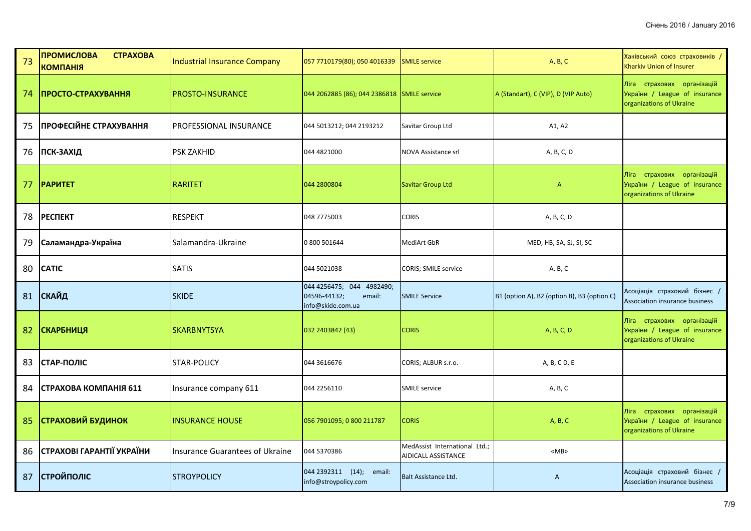| 73 | ПРОМИСЛОВА СТРАХОВА КОМПАНІЯ | Industrial Insurance Company | 057 7710179(80); 050 4016339 | SMILE service | A, B, C | Хаківський союз страховиків / Kharkiv Union of Insurer |
|---|---|---|---|---|---|---|
| 74 | ПРОСТО-СТРАХУВАННЯ | PROSTO-INSURANCE | 044 2062885 (86); 044 2386818 | SMILE service | A (Standart), C (VIP), D (VIP Auto) | Ліга страхових організацій України / League of insurance organizations of Ukraine |
| 75 | ПРОФЕСІЙНЕ СТРАХУВАННЯ | PROFESSIONAL INSURANCE | 044 5013212; 044 2193212 | Savitar Group Ltd | A1, A2 | |
| 76 | ПСК-ЗАХІД | PSK ZAKHID | 044 4821000 | NOVA Assistance srl | A, B, C, D | |
| 77 | РАРИТЕТ | RARITET | 044 2800804 | Savitar Group Ltd | A | Ліга страхових організацій України / League of insurance organizations of Ukraine |
| 78 | РЕСПЕКТ | RESPEKT | 048 7775003 | CORIS | A, B, C, D | |
| 79 | Саламандра-Україна | Salamandra-Ukraine | 0 800 501644 | MediArt GbR | MED, HB, SA, SJ, SI, SC | |
| 80 | САТІС | SATIS | 044 5021038 | CORIS; SMILE service | A. B, C | |
| 81 | СКАЙД | SKIDE | 044 4256475; 044 4982490; 04596-44132; email: info@skide.com.ua | SMILE Service | B1 (option A), B2 (option B), B3 (option C) | Асоціація страховий бізнес / Association insurance business |
| 82 | СКАРБНИЦЯ | SKARBNYTSYA | 032 2403842 (43) | CORIS | A, B, C, D | Ліга страхових організацій України / League of insurance organizations of Ukraine |
| 83 | СТАР-ПОЛІС | STAR-POLICY | 044 3616676 | CORIS; ALBUR s.r.o. | A, B, C D, E | |
| 84 | СТРАХОВА КОМПАНІЯ 611 | Insurance company 611 | 044 2256110 | SMILE service | A, B, C | |
| 85 | СТРАХОВИЙ БУДИНОК | INSURANCE HOUSE | 056 7901095; 0 800 211787 | CORIS | A, B, C | Ліга страхових організацій України / League of insurance organizations of Ukraine |
| 86 | СТРАХОВІ ГАРАНТІЇ УКРАЇНИ | Insurance Guarantees of Ukraine | 044 5370386 | MedAssist International Ltd.; AIDICALL ASSISTANCE | «MB» | |
| 87 | СТРОЙПОЛІС | STROYPOLICY | 044 2392311 (14); email: info@stroypolicy.com | Balt Assistance Ltd. | A | Асоціація страховий бізнес / Association insurance business |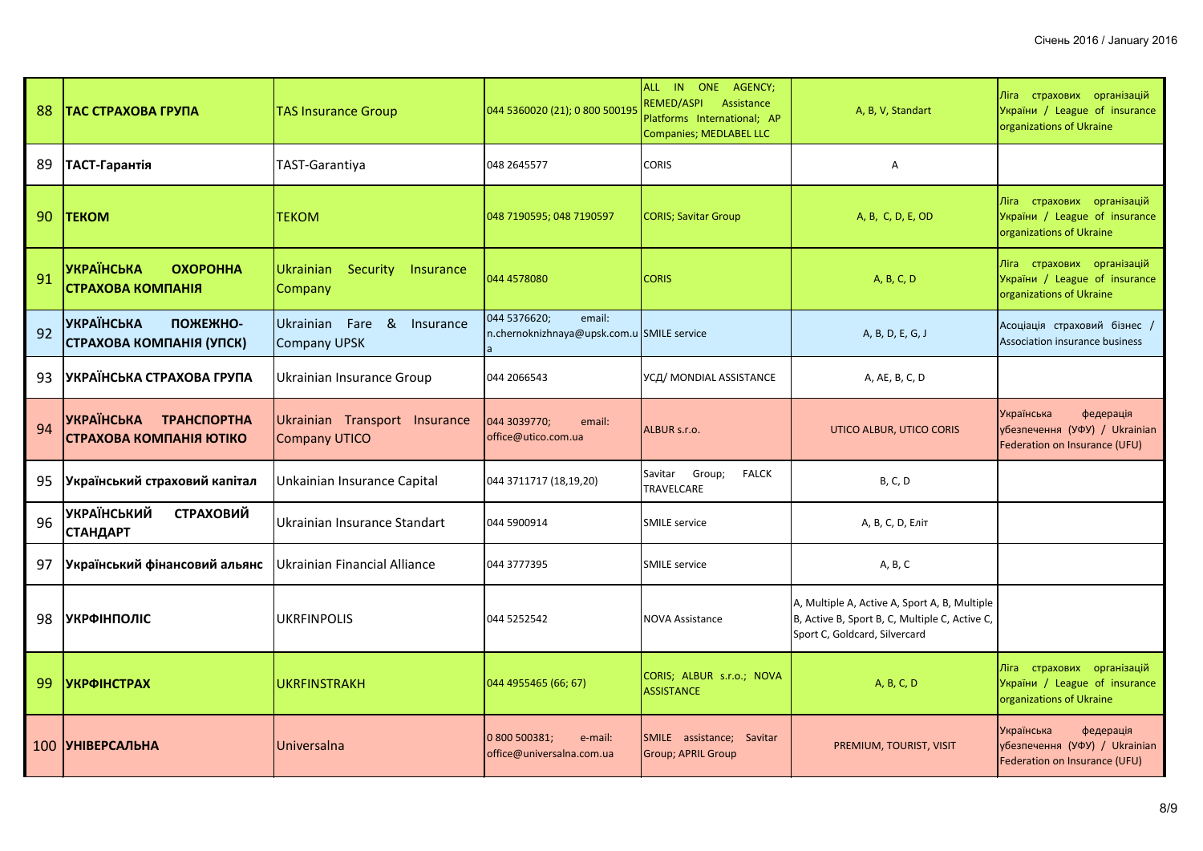| 88 | ТАС СТРАХОВА ГРУПА | TAS Insurance Group | 044 5360020 (21); 0 800 500195 | ALL IN ONE AGENCY; REMED/ASPI Assistance Platforms International; AP Companies; MEDLABEL LLC | A, B, V, Standart | Ліга страхових організацій України / League of insurance organizations of Ukraine |
|---|---|---|---|---|---|---|
| 89 | ТАСТ-Гарантія | TAST-Garantiya | 048 2645577 | CORIS | A | |
| 90 | ТЕКОМ | TEKOM | 048 7190595; 048 7190597 | CORIS; Savitar Group | A, B, C, D, E, OD | Ліга страхових організацій України / League of insurance organizations of Ukraine |
| 91 | УКРАЇНСЬКА ОХОРОННА СТРАХОВА КОМПАНІЯ | Ukrainian Security Insurance Company | 044 4578080 | CORIS | A, B, C, D | Ліга страхових організацій України / League of insurance organizations of Ukraine |
| 92 | УКРАЇНСЬКА ПОЖЕЖНО-СТРАХОВА КОМПАНІЯ (УПСК) | Ukrainian Fare & Insurance Company UPSK | 044 5376620; email: n.chernoknizhnaya@upsk.com.ua | SMILE service | A, B, D, E, G, J | Асоціація страховий бізнес / Association insurance business |
| 93 | УКРАЇНСЬКА СТРАХОВА ГРУПА | Ukrainian Insurance Group | 044 2066543 | УСД/ MONDIAL ASSISTANCE | A, AE, B, C, D | |
| 94 | УКРАЇНСЬКА ТРАНСПОРТНА СТРАХОВА КОМПАНІЯ ЮТІКО | Ukrainian Transport Insurance Company UTICO | 044 3039770; email: office@utico.com.ua | ALBUR s.r.o. | UTICO ALBUR, UTICO CORIS | Українська федерація убезпечення (УФУ) / Ukrainian Federation on Insurance (UFU) |
| 95 | Український страховий капітал | Unkainian Insurance Capital | 044 3711717 (18,19,20) | Savitar Group; FALCK TRAVELCARE | B, C, D | |
| 96 | УКРАЇНСЬКИЙ СТРАХОВИЙ СТАНДАРТ | Ukrainian Insurance Standart | 044 5900914 | SMILE service | A, B, C, D, Еліт | |
| 97 | Український фінансовий альянс | Ukrainian Financial Alliance | 044 3777395 | SMILE service | A, B, C | |
| 98 | УКРФІНПОЛІС | UKRFINPOLIS | 044 5252542 | NOVA Assistance | A, Multiple A, Active A, Sport A, B, Multiple B, Active B, Sport B, C, Multiple C, Active C, Sport C, Goldcard, Silvercard | |
| 99 | УКРФІНСТРАХ | UKRFINSTRAKH | 044 4955465 (66; 67) | CORIS; ALBUR s.r.o.; NOVA ASSISTANCE | A, B, C, D | Ліга страхових організацій України / League of insurance organizations of Ukraine |
| 100 | УНІВЕРСАЛЬНА | Universalna | 0 800 500381; e-mail: office@universalna.com.ua | SMILE assistance; Savitar Group; APRIL Group | PREMIUM, TOURIST, VISIT | Українська федерація убезпечення (УФУ) / Ukrainian Federation on Insurance (UFU) |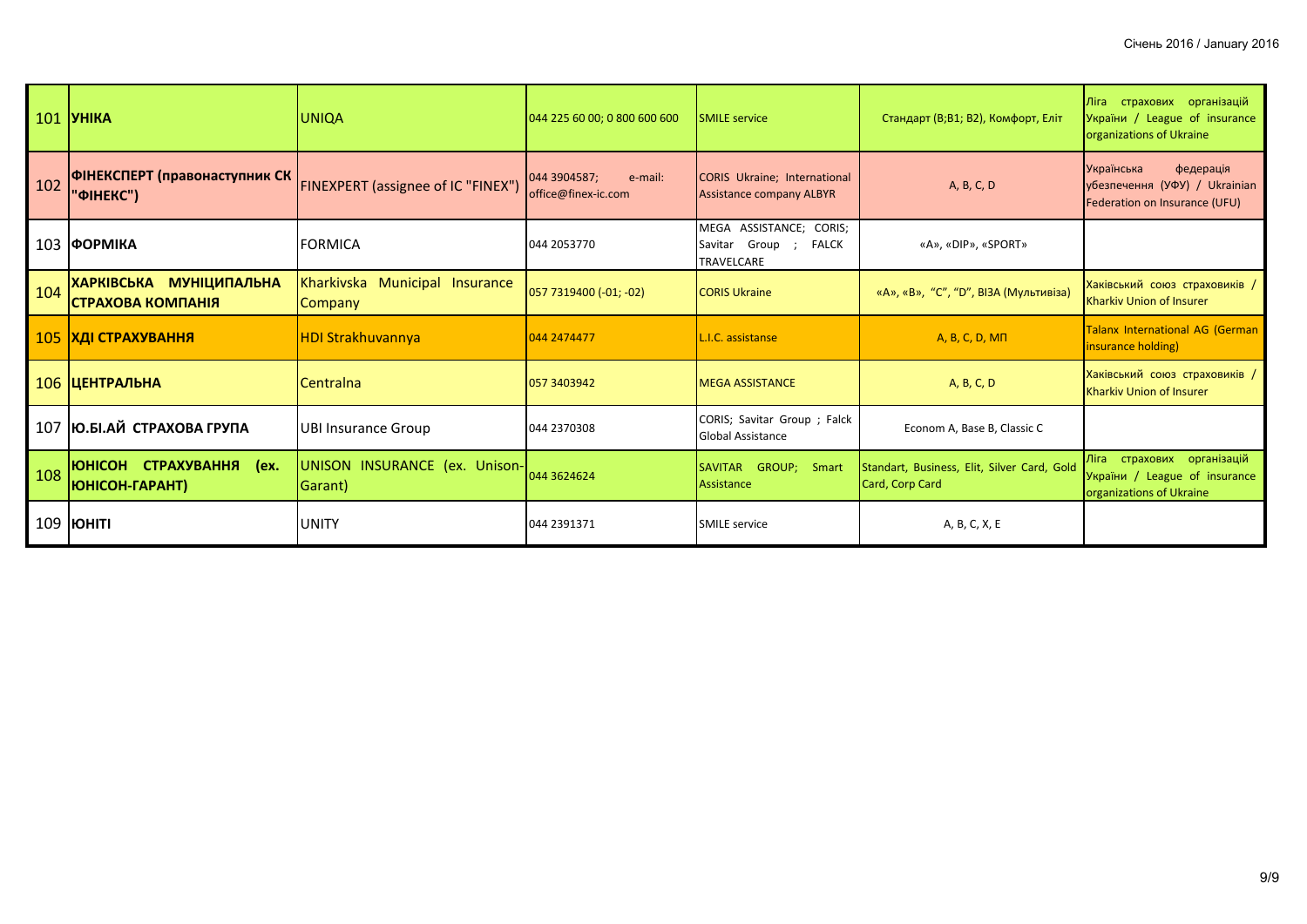| | | | | | | |
|---|---|---|---|---|---|---|
| 101 | **УНІКА** | UNIQA | 044 225 60 00; 0 800 600 600 | SMILE service | Стандарт (B;B1; B2), Комфорт, Еліт | Ліга страхових організацій України / League of insurance organizations of Ukraine |
| 102 | **ФІНЕКСПЕРТ (правонаступник СК "ФІНЕКС")** | FINEXPERT (assignee of IC "FINEX") | 044 3904587; e-mail: office@finex-ic.com | CORIS Ukraine; International Assistance company ALBYR | A, B, C, D | Українська федерація убезпечення (УФУ) / Ukrainian Federation on Insurance (UFU) |
| 103 | **ФОРМІКА** | FORMICA | 044 2053770 | MEGA ASSISTANCE; CORIS; Savitar Group ; FALCK TRAVELCARE | «А», «DIP», «SPORT» | |
| 104 | **ХАРКІВСЬКА МУНІЦИПАЛЬНА СТРАХОВА КОМПАНІЯ** | Kharkivska Municipal Insurance Company | 057 7319400 (-01; -02) | CORIS Ukraine | «А», «В», "С", "D", ВІЗА (Мультивіза) | Хаківський союз страховиків / Kharkiv Union of Insurer |
| 105 | **ХДІ СТРАХУВАННЯ** | HDI Strakhuvannya | 044 2474477 | L.I.C. assistanse | A, B, C, D, МП | Talanx International AG (German insurance holding) |
| 106 | **ЦЕНТРАЛЬНА** | Centralna | 057 3403942 | MEGA ASSISTANCE | A, B, C, D | Хаківський союз страховиків / Kharkiv Union of Insurer |
| 107 | **Ю.БІ.АЙ СТРАХОВА ГРУПА** | UBI Insurance Group | 044 2370308 | CORIS; Savitar Group ; Falck Global Assistance | Econom A, Base B, Classic C | |
| 108 | **ЮНІСОН СТРАХУВАННЯ (ex. ЮНІСОН-ГАРАНТ)** | UNISON INSURANCE (ex. Unison-Garant) | 044 3624624 | SAVITAR GROUP; Smart Assistance | Standart, Business, Elit, Silver Card, Gold Card, Corp Card | Ліга страхових організацій України / League of insurance organizations of Ukraine |
| 109 | **ЮНІТІ** | UNITY | 044 2391371 | SMILE service | A, B, C, X, E | |